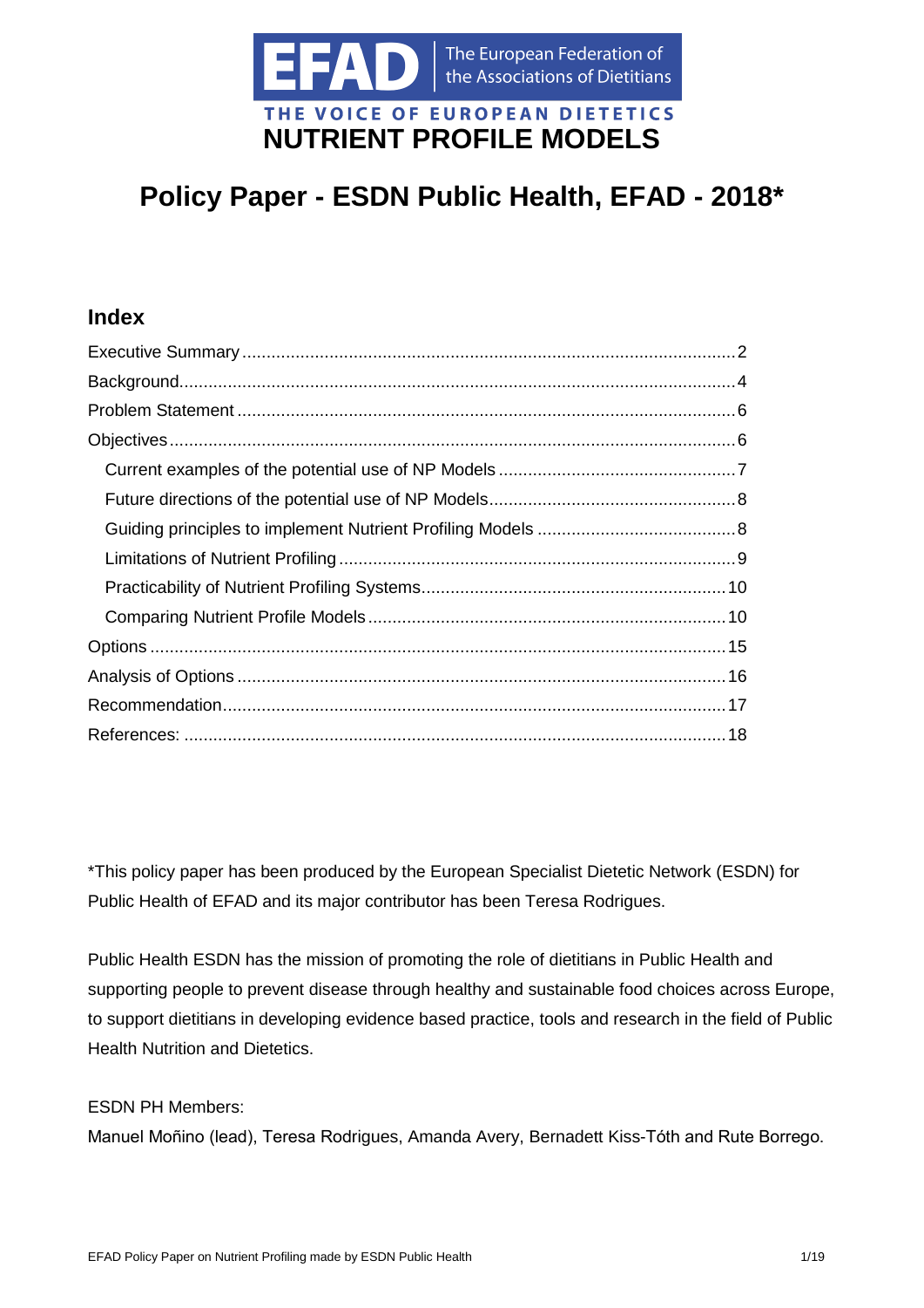EFAD | The European Federation of the Associations of Dietitians

THE VOICE OF EUROPEAN DIETETICS

# NUTRIENT PROFILE MODELS

## Policy Paper - ESDN Public Health, EFAD - 2018*

### Index

- Executive Summary ..... 2
- Background ..... 4
- Problem Statement ..... 6
- Objectives ..... 6
  - Current examples of the potential use of NP Models ..... 7
  - Future directions of the potential use of NP Models ..... 8
  - Guiding principles to implement Nutrient Profiling Models ..... 8
  - Limitations of Nutrient Profiling ..... 9
  - Practicability of Nutrient Profiling Systems ..... 10
  - Comparing Nutrient Profile Models ..... 10
- Options ..... 15
- Analysis of Options ..... 16
- Recommendation ..... 17
- References: ..... 18

*This policy paper has been produced by the European Specialist Dietetic Network (ESDN) for Public Health of EFAD and its major contributor has been Teresa Rodrigues.

Public Health ESDN has the mission of promoting the role of dietitians in Public Health and supporting people to prevent disease through healthy and sustainable food choices across Europe, to support dietitians in developing evidence based practice, tools and research in the field of Public Health Nutrition and Dietetics.

ESDN PH Members:
Manuel Moñino (lead), Teresa Rodrigues, Amanda Avery, Bernadett Kiss-Tóth and Rute Borrego.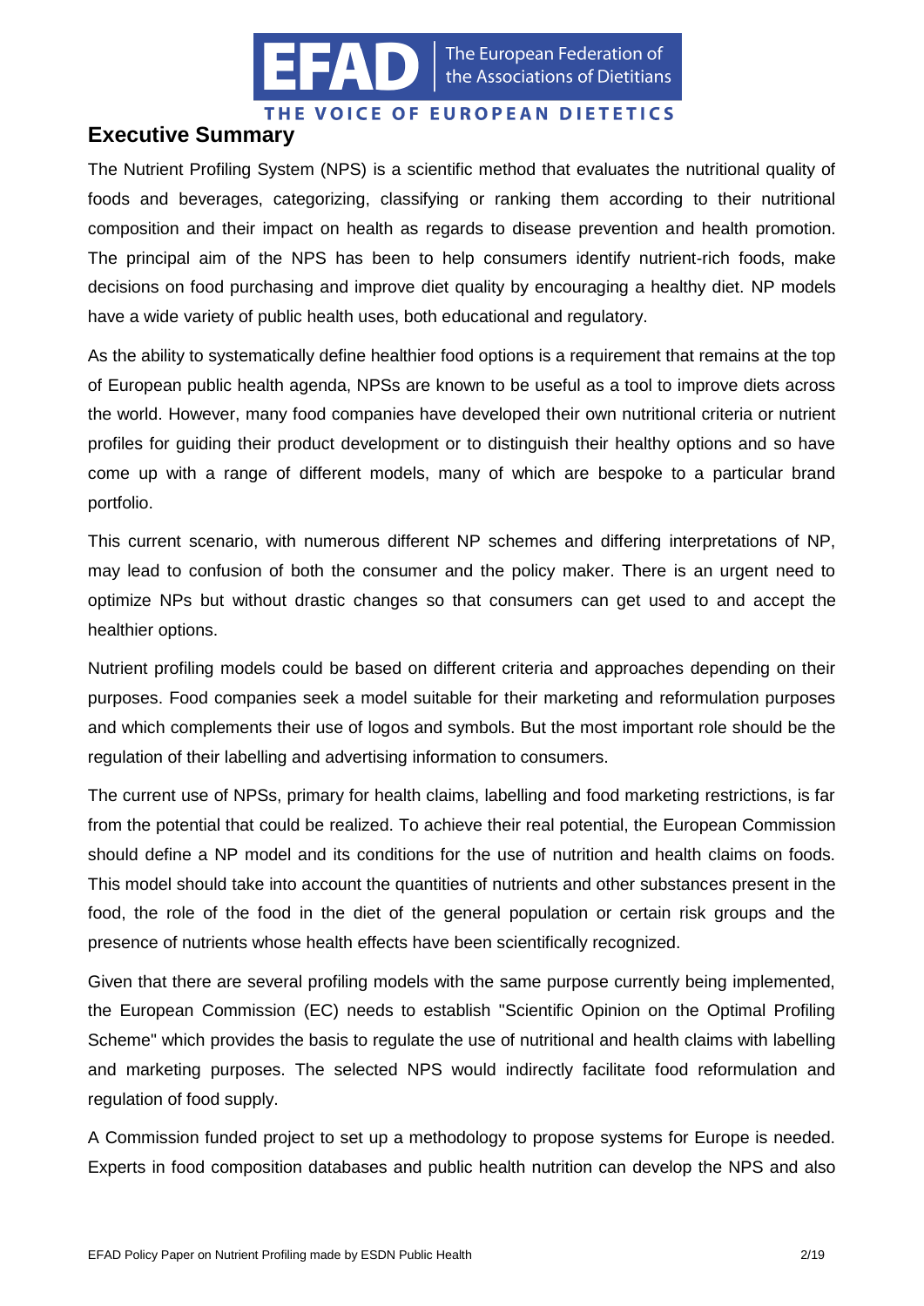## Executive Summary

The Nutrient Profiling System (NPS) is a scientific method that evaluates the nutritional quality of foods and beverages, categorizing, classifying or ranking them according to their nutritional composition and their impact on health as regards to disease prevention and health promotion. The principal aim of the NPS has been to help consumers identify nutrient-rich foods, make decisions on food purchasing and improve diet quality by encouraging a healthy diet. NP models have a wide variety of public health uses, both educational and regulatory.

As the ability to systematically define healthier food options is a requirement that remains at the top of European public health agenda, NPSs are known to be useful as a tool to improve diets across the world. However, many food companies have developed their own nutritional criteria or nutrient profiles for guiding their product development or to distinguish their healthy options and so have come up with a range of different models, many of which are bespoke to a particular brand portfolio.

This current scenario, with numerous different NP schemes and differing interpretations of NP, may lead to confusion of both the consumer and the policy maker. There is an urgent need to optimize NPs but without drastic changes so that consumers can get used to and accept the healthier options.

Nutrient profiling models could be based on different criteria and approaches depending on their purposes. Food companies seek a model suitable for their marketing and reformulation purposes and which complements their use of logos and symbols. But the most important role should be the regulation of their labelling and advertising information to consumers.

The current use of NPSs, primary for health claims, labelling and food marketing restrictions, is far from the potential that could be realized. To achieve their real potential, the European Commission should define a NP model and its conditions for the use of nutrition and health claims on foods. This model should take into account the quantities of nutrients and other substances present in the food, the role of the food in the diet of the general population or certain risk groups and the presence of nutrients whose health effects have been scientifically recognized.

Given that there are several profiling models with the same purpose currently being implemented, the European Commission (EC) needs to establish "Scientific Opinion on the Optimal Profiling Scheme" which provides the basis to regulate the use of nutritional and health claims with labelling and marketing purposes. The selected NPS would indirectly facilitate food reformulation and regulation of food supply.

A Commission funded project to set up a methodology to propose systems for Europe is needed. Experts in food composition databases and public health nutrition can develop the NPS and also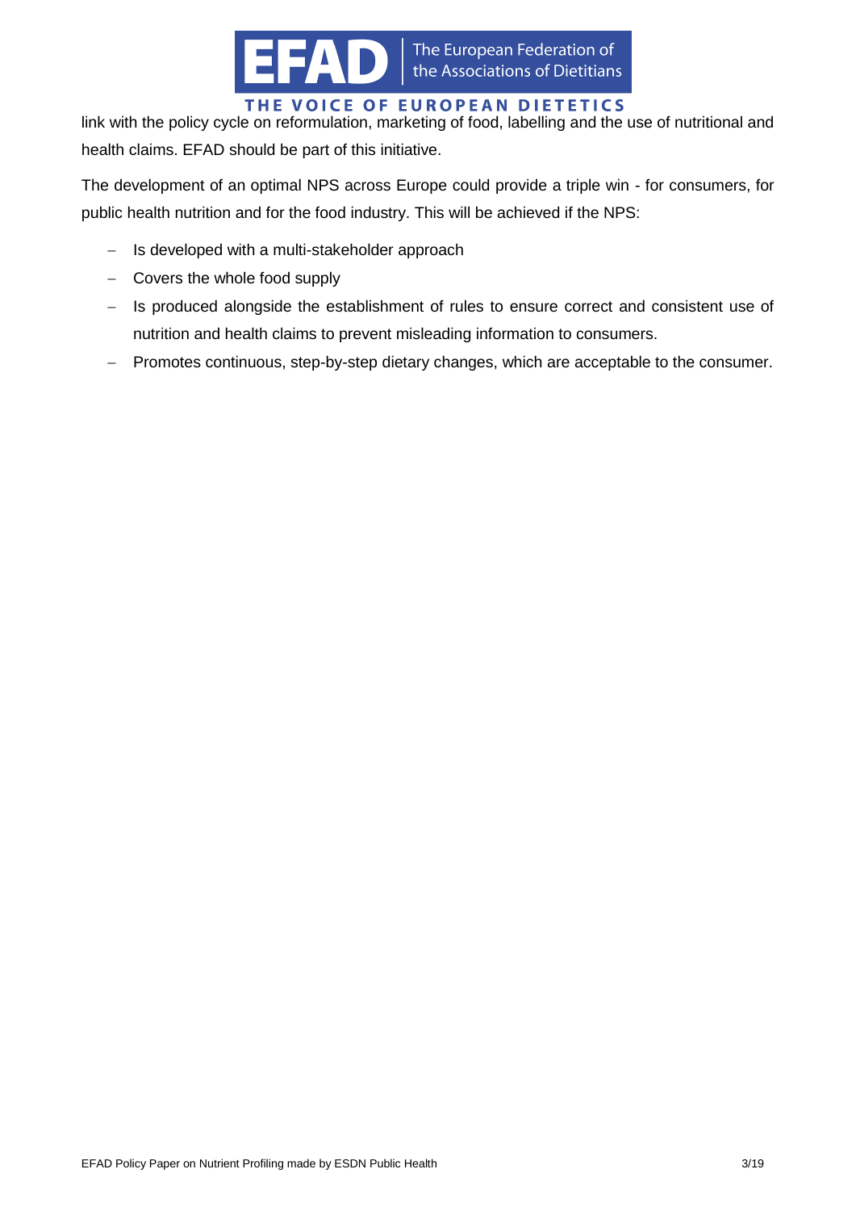link with the policy cycle on reformulation, marketing of food, labelling and the use of nutritional and health claims. EFAD should be part of this initiative.

The development of an optimal NPS across Europe could provide a triple win - for consumers, for public health nutrition and for the food industry. This will be achieved if the NPS:

- Is developed with a multi-stakeholder approach
- Covers the whole food supply
- Is produced alongside the establishment of rules to ensure correct and consistent use of nutrition and health claims to prevent misleading information to consumers.
- Promotes continuous, step-by-step dietary changes, which are acceptable to the consumer.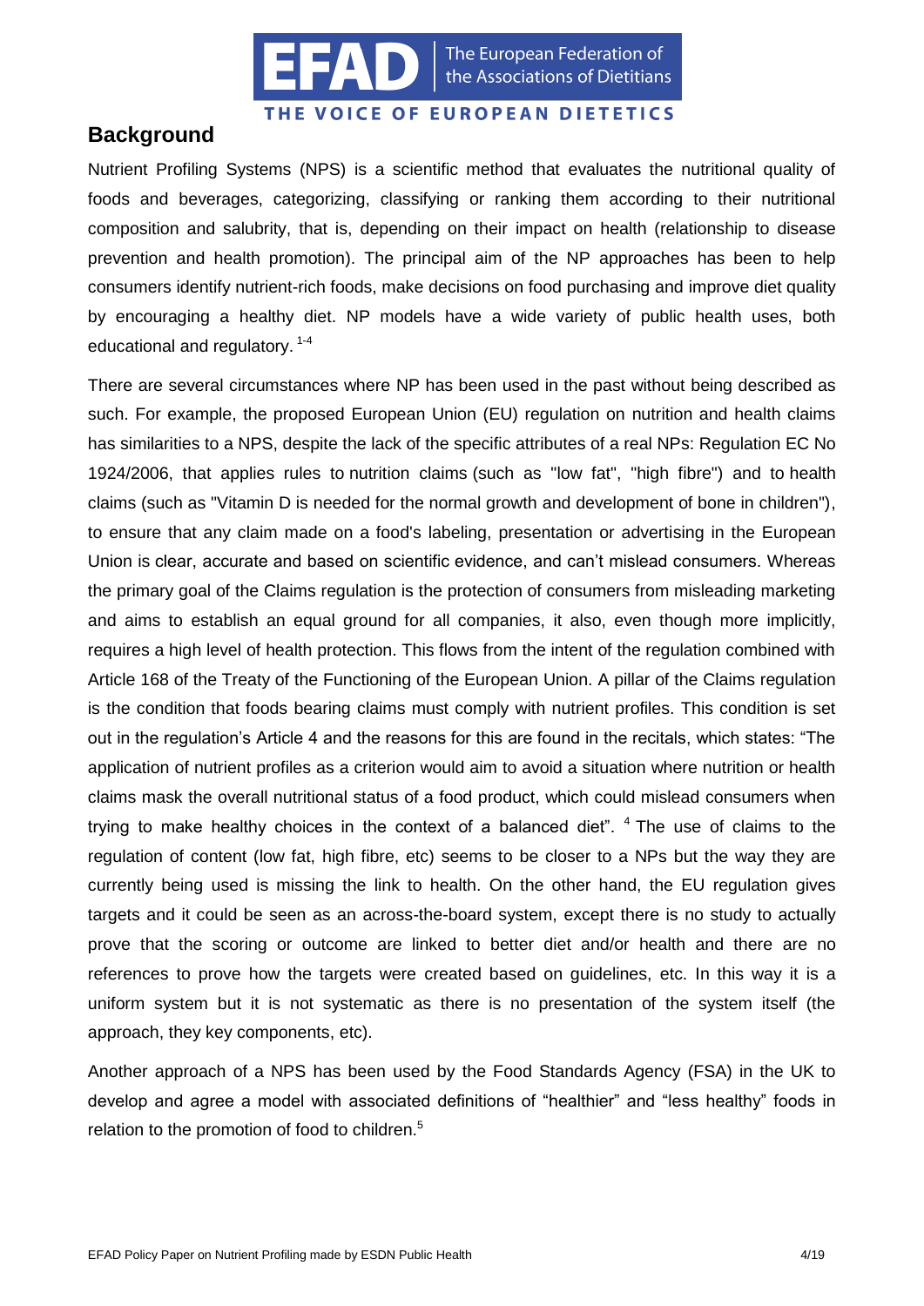## Background

Nutrient Profiling Systems (NPS) is a scientific method that evaluates the nutritional quality of foods and beverages, categorizing, classifying or ranking them according to their nutritional composition and salubrity, that is, depending on their impact on health (relationship to disease prevention and health promotion). The principal aim of the NP approaches has been to help consumers identify nutrient-rich foods, make decisions on food purchasing and improve diet quality by encouraging a healthy diet. NP models have a wide variety of public health uses, both educational and regulatory. [1-4]

There are several circumstances where NP has been used in the past without being described as such. For example, the proposed European Union (EU) regulation on nutrition and health claims has similarities to a NPS, despite the lack of the specific attributes of a real NPs: Regulation EC No 1924/2006, that applies rules to nutrition claims (such as "low fat", "high fibre") and to health claims (such as "Vitamin D is needed for the normal growth and development of bone in children"), to ensure that any claim made on a food's labeling, presentation or advertising in the European Union is clear, accurate and based on scientific evidence, and can't mislead consumers. Whereas the primary goal of the Claims regulation is the protection of consumers from misleading marketing and aims to establish an equal ground for all companies, it also, even though more implicitly, requires a high level of health protection. This flows from the intent of the regulation combined with Article 168 of the Treaty of the Functioning of the European Union. A pillar of the Claims regulation is the condition that foods bearing claims must comply with nutrient profiles. This condition is set out in the regulation's Article 4 and the reasons for this are found in the recitals, which states: "The application of nutrient profiles as a criterion would aim to avoid a situation where nutrition or health claims mask the overall nutritional status of a food product, which could mislead consumers when trying to make healthy choices in the context of a balanced diet". [4] The use of claims to the regulation of content (low fat, high fibre, etc) seems to be closer to a NPs but the way they are currently being used is missing the link to health. On the other hand, the EU regulation gives targets and it could be seen as an across-the-board system, except there is no study to actually prove that the scoring or outcome are linked to better diet and/or health and there are no references to prove how the targets were created based on guidelines, etc. In this way it is a uniform system but it is not systematic as there is no presentation of the system itself (the approach, they key components, etc).

Another approach of a NPS has been used by the Food Standards Agency (FSA) in the UK to develop and agree a model with associated definitions of "healthier" and "less healthy" foods in relation to the promotion of food to children.[5]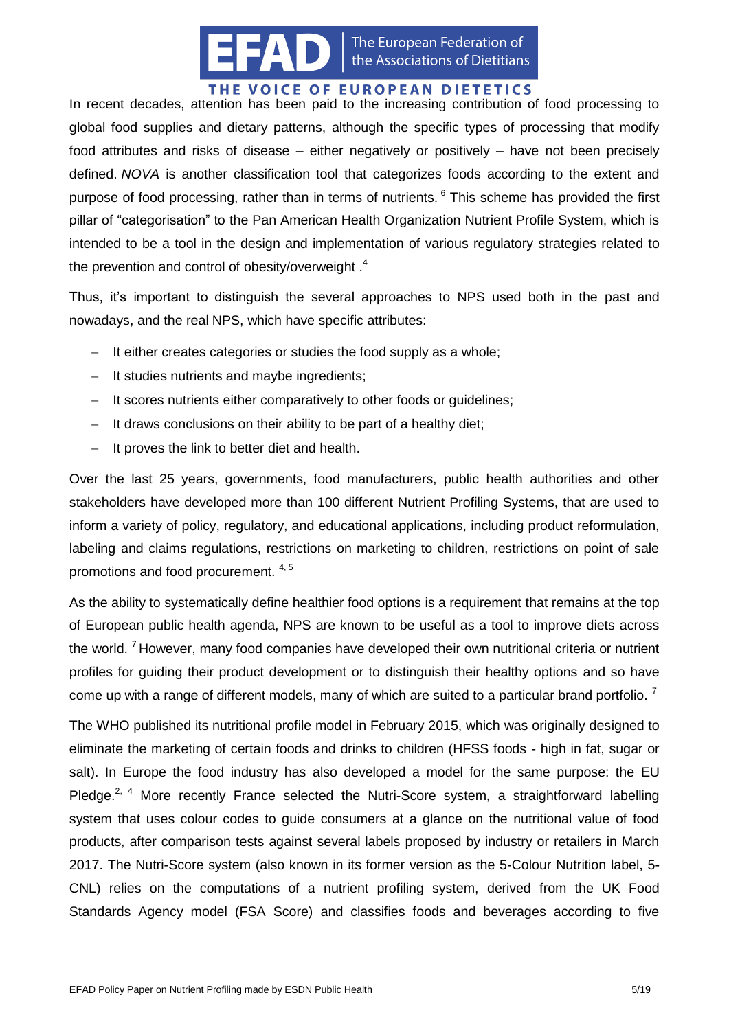In recent decades, attention has been paid to the increasing contribution of food processing to global food supplies and dietary patterns, although the specific types of processing that modify food attributes and risks of disease – either negatively or positively – have not been precisely defined. *NOVA* is another classification tool that categorizes foods according to the extent and purpose of food processing, rather than in terms of nutrients. [6] This scheme has provided the first pillar of "categorisation" to the Pan American Health Organization Nutrient Profile System, which is intended to be a tool in the design and implementation of various regulatory strategies related to the prevention and control of obesity/overweight .[4]

Thus, it's important to distinguish the several approaches to NPS used both in the past and nowadays, and the real NPS, which have specific attributes:

- It either creates categories or studies the food supply as a whole;
- It studies nutrients and maybe ingredients;
- It scores nutrients either comparatively to other foods or guidelines;
- It draws conclusions on their ability to be part of a healthy diet;
- It proves the link to better diet and health.

Over the last 25 years, governments, food manufacturers, public health authorities and other stakeholders have developed more than 100 different Nutrient Profiling Systems, that are used to inform a variety of policy, regulatory, and educational applications, including product reformulation, labeling and claims regulations, restrictions on marketing to children, restrictions on point of sale promotions and food procurement. [4, 5]

As the ability to systematically define healthier food options is a requirement that remains at the top of European public health agenda, NPS are known to be useful as a tool to improve diets across the world. [7] However, many food companies have developed their own nutritional criteria or nutrient profiles for guiding their product development or to distinguish their healthy options and so have come up with a range of different models, many of which are suited to a particular brand portfolio. [7]

The WHO published its nutritional profile model in February 2015, which was originally designed to eliminate the marketing of certain foods and drinks to children (HFSS foods - high in fat, sugar or salt). In Europe the food industry has also developed a model for the same purpose: the EU Pledge.[2, 4] More recently France selected the Nutri-Score system, a straightforward labelling system that uses colour codes to guide consumers at a glance on the nutritional value of food products, after comparison tests against several labels proposed by industry or retailers in March 2017. The Nutri-Score system (also known in its former version as the 5-Colour Nutrition label, 5-CNL) relies on the computations of a nutrient profiling system, derived from the UK Food Standards Agency model (FSA Score) and classifies foods and beverages according to five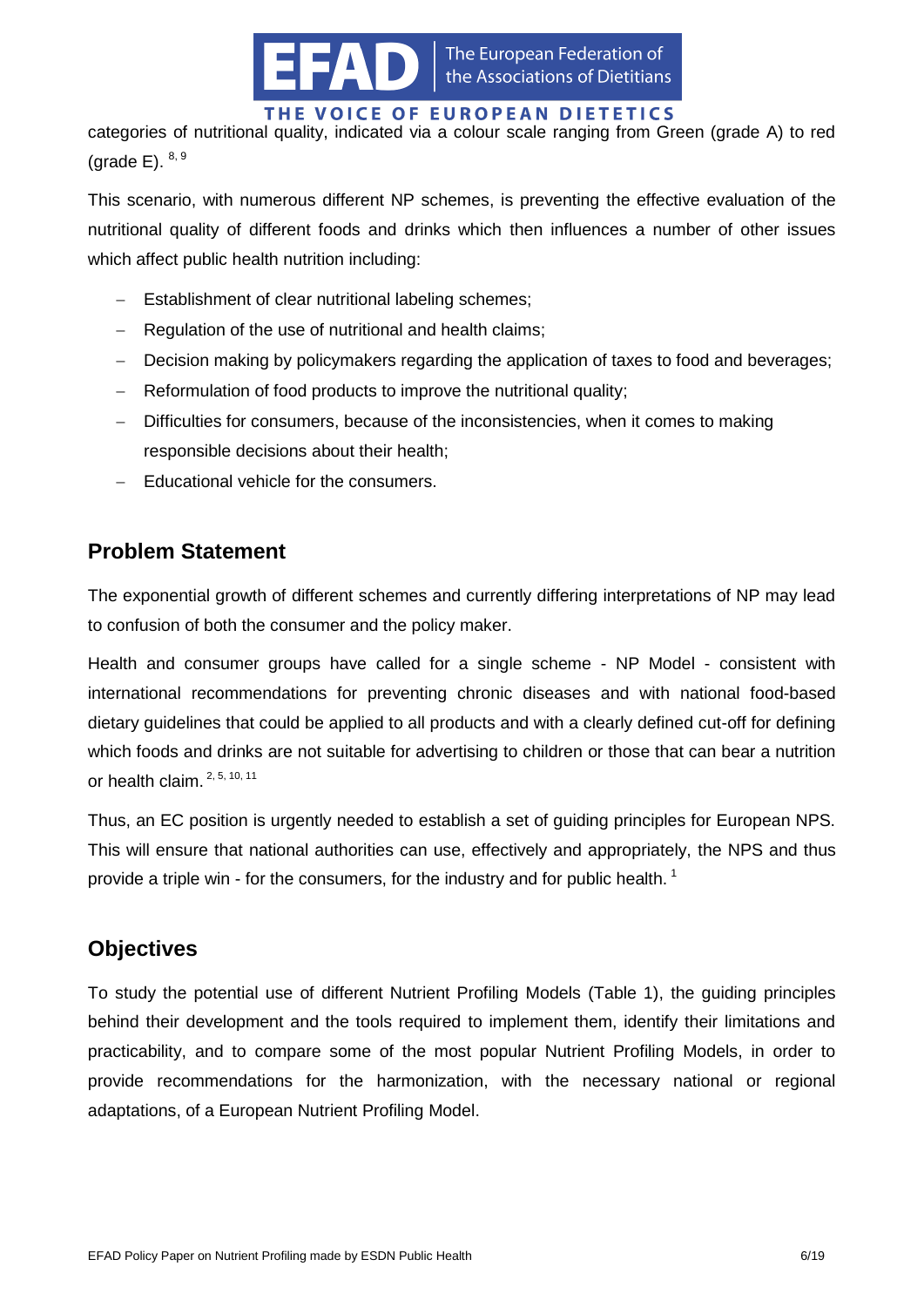categories of nutritional quality, indicated via a colour scale ranging from Green (grade A) to red (grade E). [8, 9]

This scenario, with numerous different NP schemes, is preventing the effective evaluation of the nutritional quality of different foods and drinks which then influences a number of other issues which affect public health nutrition including:

- Establishment of clear nutritional labeling schemes;
- Regulation of the use of nutritional and health claims;
- Decision making by policymakers regarding the application of taxes to food and beverages;
- Reformulation of food products to improve the nutritional quality;
- Difficulties for consumers, because of the inconsistencies, when it comes to making responsible decisions about their health;
- Educational vehicle for the consumers.

## Problem Statement

The exponential growth of different schemes and currently differing interpretations of NP may lead to confusion of both the consumer and the policy maker.

Health and consumer groups have called for a single scheme - NP Model - consistent with international recommendations for preventing chronic diseases and with national food-based dietary guidelines that could be applied to all products and with a clearly defined cut-off for defining which foods and drinks are not suitable for advertising to children or those that can bear a nutrition or health claim. [2, 5, 10, 11]

Thus, an EC position is urgently needed to establish a set of guiding principles for European NPS. This will ensure that national authorities can use, effectively and appropriately, the NPS and thus provide a triple win - for the consumers, for the industry and for public health. [1]

## Objectives

To study the potential use of different Nutrient Profiling Models (Table 1), the guiding principles behind their development and the tools required to implement them, identify their limitations and practicability, and to compare some of the most popular Nutrient Profiling Models, in order to provide recommendations for the harmonization, with the necessary national or regional adaptations, of a European Nutrient Profiling Model.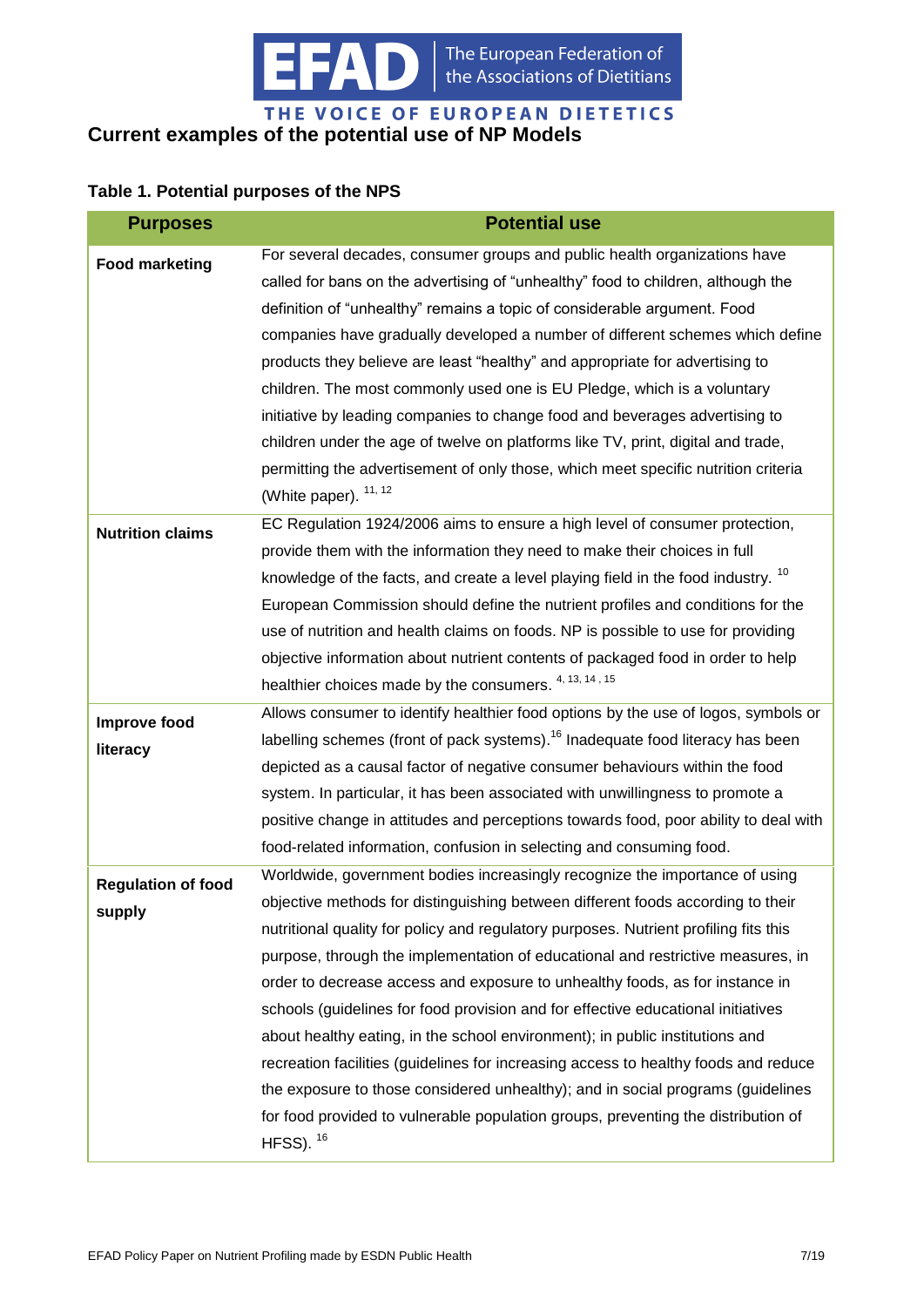## Current examples of the potential use of NP Models

**Table 1. Potential purposes of the NPS**

| Purposes | Potential use |
|---|---|
| **Food marketing** | For several decades, consumer groups and public health organizations have called for bans on the advertising of "unhealthy" food to children, although the definition of "unhealthy" remains a topic of considerable argument. Food companies have gradually developed a number of different schemes which define products they believe are least "healthy" and appropriate for advertising to children. The most commonly used one is EU Pledge, which is a voluntary initiative by leading companies to change food and beverages advertising to children under the age of twelve on platforms like TV, print, digital and trade, permitting the advertisement of only those, which meet specific nutrition criteria (White paper). [11, 12] |
| **Nutrition claims** | EC Regulation 1924/2006 aims to ensure a high level of consumer protection, provide them with the information they need to make their choices in full knowledge of the facts, and create a level playing field in the food industry. [10] European Commission should define the nutrient profiles and conditions for the use of nutrition and health claims on foods. NP is possible to use for providing objective information about nutrient contents of packaged food in order to help healthier choices made by the consumers. [4, 13, 14, 15] |
| **Improve food literacy** | Allows consumer to identify healthier food options by the use of logos, symbols or labelling schemes (front of pack systems).[16] Inadequate food literacy has been depicted as a causal factor of negative consumer behaviours within the food system. In particular, it has been associated with unwillingness to promote a positive change in attitudes and perceptions towards food, poor ability to deal with food-related information, confusion in selecting and consuming food. |
| **Regulation of food supply** | Worldwide, government bodies increasingly recognize the importance of using objective methods for distinguishing between different foods according to their nutritional quality for policy and regulatory purposes. Nutrient profiling fits this purpose, through the implementation of educational and restrictive measures, in order to decrease access and exposure to unhealthy foods, as for instance in schools (guidelines for food provision and for effective educational initiatives about healthy eating, in the school environment); in public institutions and recreation facilities (guidelines for increasing access to healthy foods and reduce the exposure to those considered unhealthy); and in social programs (guidelines for food provided to vulnerable population groups, preventing the distribution of HFSS). [16] |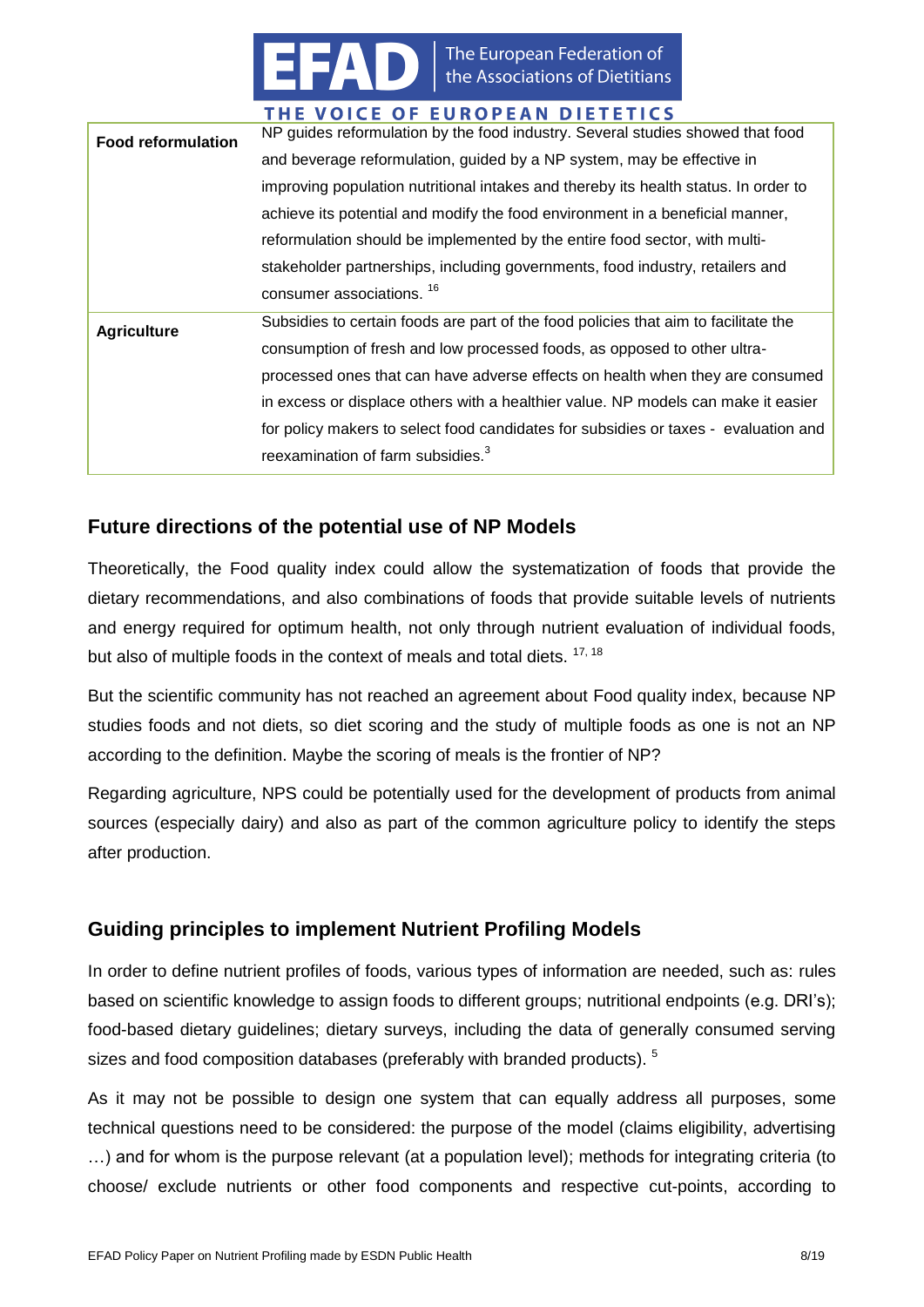| Food reformulation | NP guides reformulation by the food industry. Several studies showed that food and beverage reformulation, guided by a NP system, may be effective in improving population nutritional intakes and thereby its health status. In order to achieve its potential and modify the food environment in a beneficial manner, reformulation should be implemented by the entire food sector, with multi-stakeholder partnerships, including governments, food industry, retailers and consumer associations. [16] |
|---|---|
| Agriculture | Subsidies to certain foods are part of the food policies that aim to facilitate the consumption of fresh and low processed foods, as opposed to other ultra-processed ones that can have adverse effects on health when they are consumed in excess or displace others with a healthier value. NP models can make it easier for policy makers to select food candidates for subsidies or taxes - evaluation and reexamination of farm subsidies.[3] |

## Future directions of the potential use of NP Models

Theoretically, the Food quality index could allow the systematization of foods that provide the dietary recommendations, and also combinations of foods that provide suitable levels of nutrients and energy required for optimum health, not only through nutrient evaluation of individual foods, but also of multiple foods in the context of meals and total diets. [17, 18]

But the scientific community has not reached an agreement about Food quality index, because NP studies foods and not diets, so diet scoring and the study of multiple foods as one is not an NP according to the definition. Maybe the scoring of meals is the frontier of NP?

Regarding agriculture, NPS could be potentially used for the development of products from animal sources (especially dairy) and also as part of the common agriculture policy to identify the steps after production.

## Guiding principles to implement Nutrient Profiling Models

In order to define nutrient profiles of foods, various types of information are needed, such as: rules based on scientific knowledge to assign foods to different groups; nutritional endpoints (e.g. DRI's); food-based dietary guidelines; dietary surveys, including the data of generally consumed serving sizes and food composition databases (preferably with branded products). [5]

As it may not be possible to design one system that can equally address all purposes, some technical questions need to be considered: the purpose of the model (claims eligibility, advertising …) and for whom is the purpose relevant (at a population level); methods for integrating criteria (to choose/ exclude nutrients or other food components and respective cut-points, according to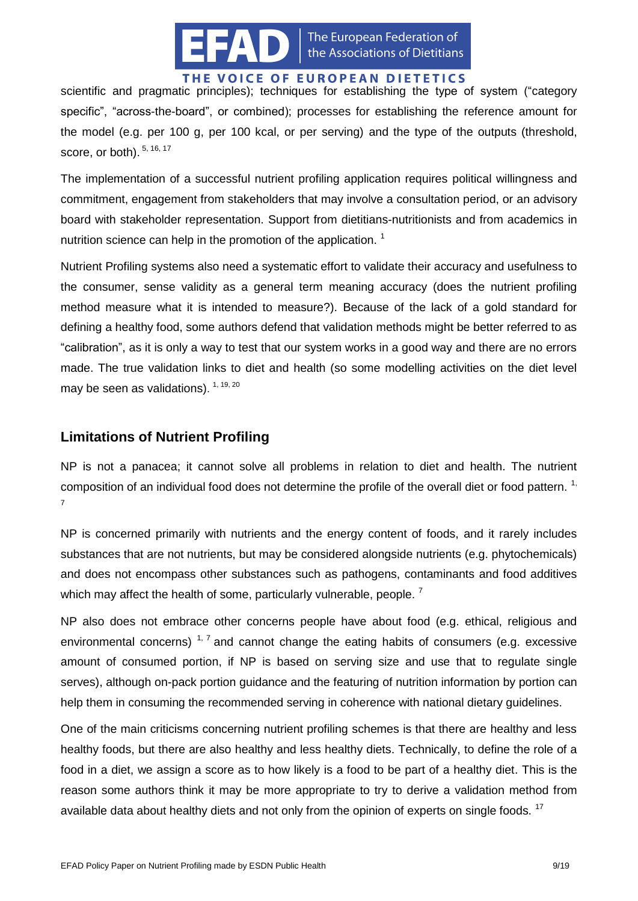scientific and pragmatic principles); techniques for establishing the type of system ("category specific", "across-the-board", or combined); processes for establishing the reference amount for the model (e.g. per 100 g, per 100 kcal, or per serving) and the type of the outputs (threshold, score, or both). [5, 16, 17]

The implementation of a successful nutrient profiling application requires political willingness and commitment, engagement from stakeholders that may involve a consultation period, or an advisory board with stakeholder representation. Support from dietitians-nutritionists and from academics in nutrition science can help in the promotion of the application. [1]

Nutrient Profiling systems also need a systematic effort to validate their accuracy and usefulness to the consumer, sense validity as a general term meaning accuracy (does the nutrient profiling method measure what it is intended to measure?). Because of the lack of a gold standard for defining a healthy food, some authors defend that validation methods might be better referred to as "calibration", as it is only a way to test that our system works in a good way and there are no errors made. The true validation links to diet and health (so some modelling activities on the diet level may be seen as validations). [1, 19, 20]

## Limitations of Nutrient Profiling

NP is not a panacea; it cannot solve all problems in relation to diet and health. The nutrient composition of an individual food does not determine the profile of the overall diet or food pattern. [1, 7]

NP is concerned primarily with nutrients and the energy content of foods, and it rarely includes substances that are not nutrients, but may be considered alongside nutrients (e.g. phytochemicals) and does not encompass other substances such as pathogens, contaminants and food additives which may affect the health of some, particularly vulnerable, people. [7]

NP also does not embrace other concerns people have about food (e.g. ethical, religious and environmental concerns) [1, 7] and cannot change the eating habits of consumers (e.g. excessive amount of consumed portion, if NP is based on serving size and use that to regulate single serves), although on-pack portion guidance and the featuring of nutrition information by portion can help them in consuming the recommended serving in coherence with national dietary guidelines.

One of the main criticisms concerning nutrient profiling schemes is that there are healthy and less healthy foods, but there are also healthy and less healthy diets. Technically, to define the role of a food in a diet, we assign a score as to how likely is a food to be part of a healthy diet. This is the reason some authors think it may be more appropriate to try to derive a validation method from available data about healthy diets and not only from the opinion of experts on single foods. [17]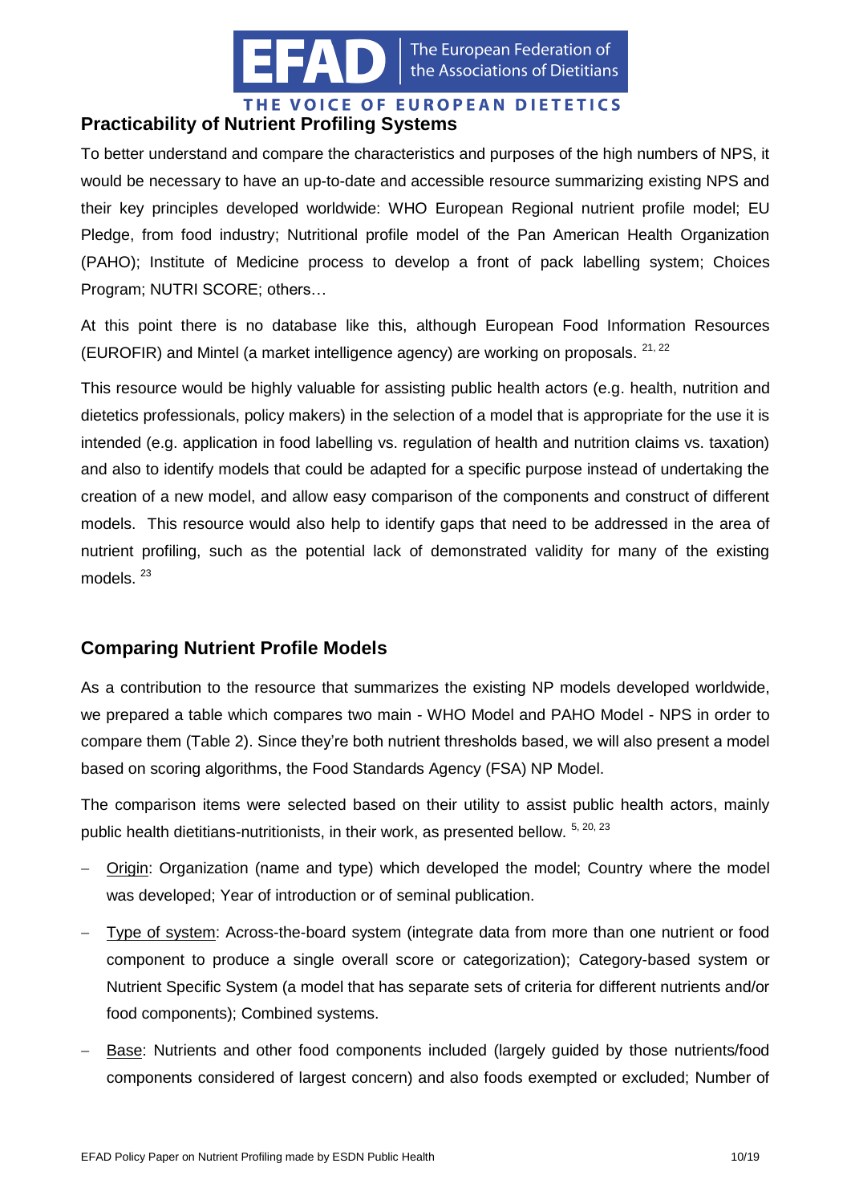## Practicability of Nutrient Profiling Systems

To better understand and compare the characteristics and purposes of the high numbers of NPS, it would be necessary to have an up-to-date and accessible resource summarizing existing NPS and their key principles developed worldwide: WHO European Regional nutrient profile model; EU Pledge, from food industry; Nutritional profile model of the Pan American Health Organization (PAHO); Institute of Medicine process to develop a front of pack labelling system; Choices Program; NUTRI SCORE; others…

At this point there is no database like this, although European Food Information Resources (EUROFIR) and Mintel (a market intelligence agency) are working on proposals. [21, 22]

This resource would be highly valuable for assisting public health actors (e.g. health, nutrition and dietetics professionals, policy makers) in the selection of a model that is appropriate for the use it is intended (e.g. application in food labelling vs. regulation of health and nutrition claims vs. taxation) and also to identify models that could be adapted for a specific purpose instead of undertaking the creation of a new model, and allow easy comparison of the components and construct of different models. This resource would also help to identify gaps that need to be addressed in the area of nutrient profiling, such as the potential lack of demonstrated validity for many of the existing models. [23]

## Comparing Nutrient Profile Models

As a contribution to the resource that summarizes the existing NP models developed worldwide, we prepared a table which compares two main - WHO Model and PAHO Model - NPS in order to compare them (Table 2). Since they're both nutrient thresholds based, we will also present a model based on scoring algorithms, the Food Standards Agency (FSA) NP Model.

The comparison items were selected based on their utility to assist public health actors, mainly public health dietitians-nutritionists, in their work, as presented bellow. [5, 20, 23]

- Origin: Organization (name and type) which developed the model; Country where the model was developed; Year of introduction or of seminal publication.
- Type of system: Across-the-board system (integrate data from more than one nutrient or food component to produce a single overall score or categorization); Category-based system or Nutrient Specific System (a model that has separate sets of criteria for different nutrients and/or food components); Combined systems.
- Base: Nutrients and other food components included (largely guided by those nutrients/food components considered of largest concern) and also foods exempted or excluded; Number of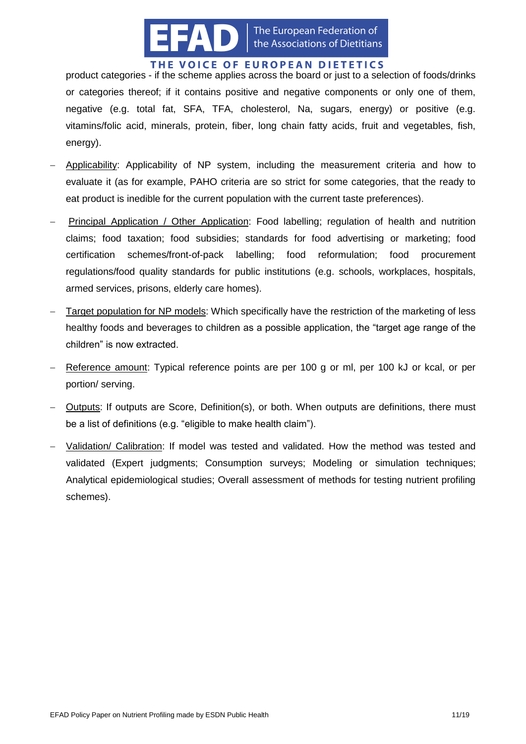product categories - if the scheme applies across the board or just to a selection of foods/drinks or categories thereof; if it contains positive and negative components or only one of them, negative (e.g. total fat, SFA, TFA, cholesterol, Na, sugars, energy) or positive (e.g. vitamins/folic acid, minerals, protein, fiber, long chain fatty acids, fruit and vegetables, fish, energy).

- Applicability: Applicability of NP system, including the measurement criteria and how to evaluate it (as for example, PAHO criteria are so strict for some categories, that the ready to eat product is inedible for the current population with the current taste preferences).
- Principal Application / Other Application: Food labelling; regulation of health and nutrition claims; food taxation; food subsidies; standards for food advertising or marketing; food certification schemes/front-of-pack labelling; food reformulation; food procurement regulations/food quality standards for public institutions (e.g. schools, workplaces, hospitals, armed services, prisons, elderly care homes).
- Target population for NP models: Which specifically have the restriction of the marketing of less healthy foods and beverages to children as a possible application, the "target age range of the children" is now extracted.
- Reference amount: Typical reference points are per 100 g or ml, per 100 kJ or kcal, or per portion/ serving.
- Outputs: If outputs are Score, Definition(s), or both. When outputs are definitions, there must be a list of definitions (e.g. "eligible to make health claim").
- Validation/ Calibration: If model was tested and validated. How the method was tested and validated (Expert judgments; Consumption surveys; Modeling or simulation techniques; Analytical epidemiological studies; Overall assessment of methods for testing nutrient profiling schemes).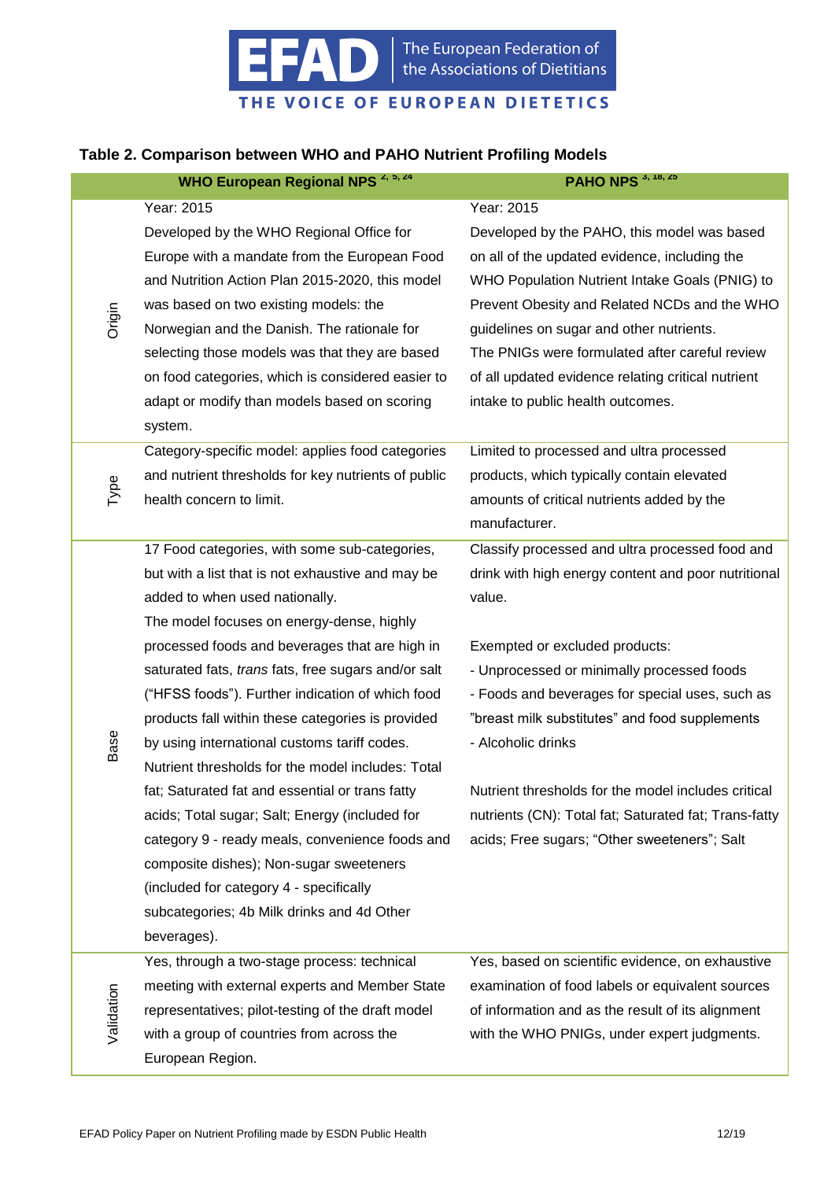### Table 2. Comparison between WHO and PAHO Nutrient Profiling Models

| | WHO European Regional NPS [2, 5, 24] | PAHO NPS [3, 18, 25] |
|---|---|---|
| Origin | Year: 2015<br>Developed by the WHO Regional Office for Europe with a mandate from the European Food and Nutrition Action Plan 2015-2020, this model was based on two existing models: the Norwegian and the Danish. The rationale for selecting those models was that they are based on food categories, which is considered easier to adapt or modify than models based on scoring system. | Year: 2015<br>Developed by the PAHO, this model was based on all of the updated evidence, including the WHO Population Nutrient Intake Goals (PNIG) to Prevent Obesity and Related NCDs and the WHO guidelines on sugar and other nutrients.<br>The PNIGs were formulated after careful review of all updated evidence relating critical nutrient intake to public health outcomes. |
| Type | Category-specific model: applies food categories and nutrient thresholds for key nutrients of public health concern to limit. | Limited to processed and ultra processed products, which typically contain elevated amounts of critical nutrients added by the manufacturer. |
| Base | 17 Food categories, with some sub-categories, but with a list that is not exhaustive and may be added to when used nationally.<br>The model focuses on energy-dense, highly processed foods and beverages that are high in saturated fats, *trans* fats, free sugars and/or salt ("HFSS foods"). Further indication of which food products fall within these categories is provided by using international customs tariff codes.<br>Nutrient thresholds for the model includes: Total fat; Saturated fat and essential or trans fatty acids; Total sugar; Salt; Energy (included for category 9 - ready meals, convenience foods and composite dishes); Non-sugar sweeteners (included for category 4 - specifically subcategories; 4b Milk drinks and 4d Other beverages). | Classify processed and ultra processed food and drink with high energy content and poor nutritional value.<br><br>Exempted or excluded products:<br>- Unprocessed or minimally processed foods<br>- Foods and beverages for special uses, such as "breast milk substitutes" and food supplements<br>- Alcoholic drinks<br><br>Nutrient thresholds for the model includes critical nutrients (CN): Total fat; Saturated fat; Trans-fatty acids; Free sugars; "Other sweeteners"; Salt |
| Validation | Yes, through a two-stage process: technical meeting with external experts and Member State representatives; pilot-testing of the draft model with a group of countries from across the European Region. | Yes, based on scientific evidence, on exhaustive examination of food labels or equivalent sources of information and as the result of its alignment with the WHO PNIGs, under expert judgments. |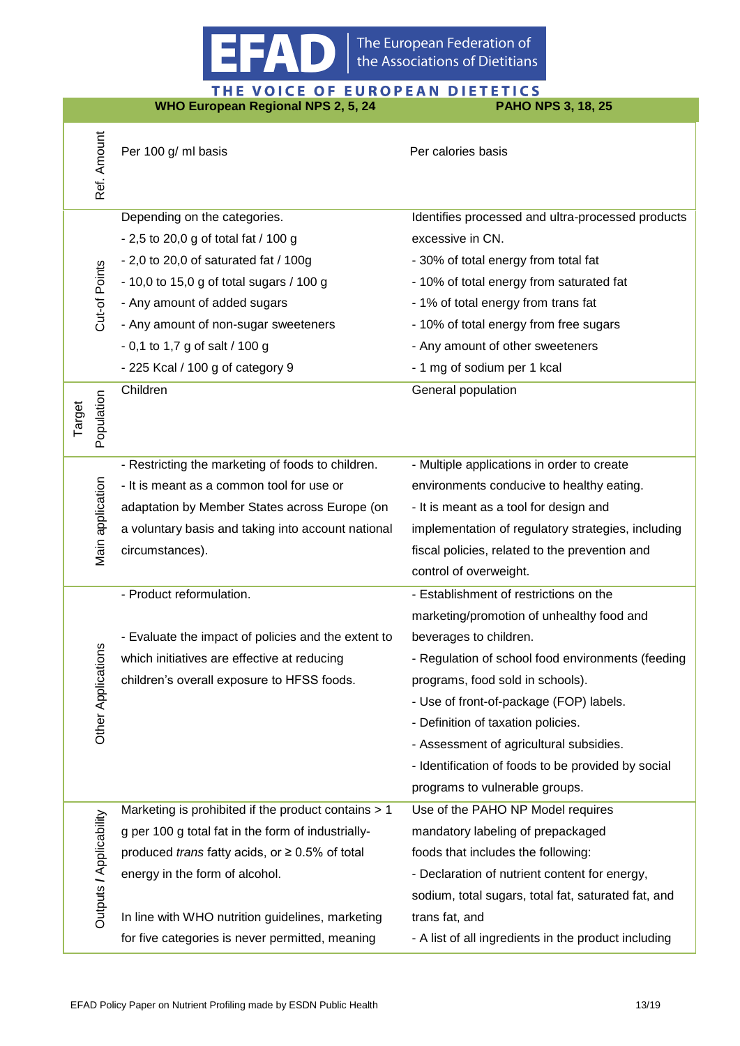| | WHO European Regional NPS 2, 5, 24 | PAHO NPS 3, 18, 25 |
|---|---|---|
| Ref. Amount | Per 100 g/ ml basis | Per calories basis |
| Cut-of Points | Depending on the categories.<br>- 2,5 to 20,0 g of total fat / 100 g<br>- 2,0 to 20,0 of saturated fat / 100g<br>- 10,0 to 15,0 g of total sugars / 100 g<br>- Any amount of added sugars<br>- Any amount of non-sugar sweeteners<br>- 0,1 to 1,7 g of salt / 100 g<br>- 225 Kcal / 100 g of category 9 | Identifies processed and ultra-processed products excessive in CN.<br>- 30% of total energy from total fat<br>- 10% of total energy from saturated fat<br>- 1% of total energy from trans fat<br>- 10% of total energy from free sugars<br>- Any amount of other sweeteners<br>- 1 mg of sodium per 1 kcal |
| Target Population | Children | General population |
| Main application | - Restricting the marketing of foods to children.<br>- It is meant as a common tool for use or adaptation by Member States across Europe (on a voluntary basis and taking into account national circumstances). | - Multiple applications in order to create environments conducive to healthy eating.<br>- It is meant as a tool for design and implementation of regulatory strategies, including fiscal policies, related to the prevention and control of overweight. |
| Other Applications | - Product reformulation.<br><br>- Evaluate the impact of policies and the extent to which initiatives are effective at reducing children's overall exposure to HFSS foods. | - Establishment of restrictions on the marketing/promotion of unhealthy food and beverages to children.<br>- Regulation of school food environments (feeding programs, food sold in schools).<br>- Use of front-of-package (FOP) labels.<br>- Definition of taxation policies.<br>- Assessment of agricultural subsidies.<br>- Identification of foods to be provided by social programs to vulnerable groups. |
| Outputs / Applicability | Marketing is prohibited if the product contains > 1 g per 100 g total fat in the form of industrially-produced *trans* fatty acids, or ≥ 0.5% of total energy in the form of alcohol.<br><br>In line with WHO nutrition guidelines, marketing for five categories is never permitted, meaning | Use of the PAHO NP Model requires mandatory labeling of prepackaged foods that includes the following:<br>- Declaration of nutrient content for energy, sodium, total sugars, total fat, saturated fat, and trans fat, and<br>- A list of all ingredients in the product including |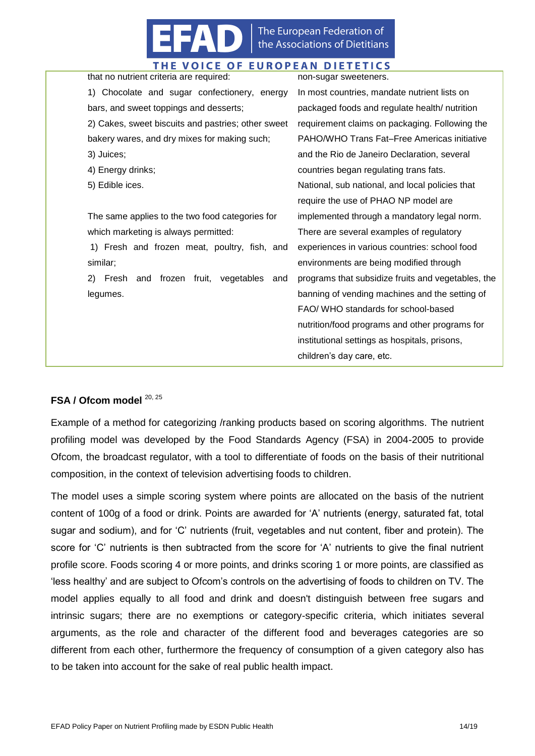that no nutrient criteria are required:

1) Chocolate and sugar confectionery, energy bars, and sweet toppings and desserts;
2) Cakes, sweet biscuits and pastries; other sweet bakery wares, and dry mixes for making such;
3) Juices;
4) Energy drinks;
5) Edible ices.

The same applies to the two food categories for which marketing is always permitted:

1) Fresh and frozen meat, poultry, fish, and similar;
2) Fresh and frozen fruit, vegetables and legumes.

non-sugar sweeteners.

In most countries, mandate nutrient lists on packaged foods and regulate health/ nutrition requirement claims on packaging. Following the PAHO/WHO Trans Fat–Free Americas initiative and the Rio de Janeiro Declaration, several countries began regulating trans fats.

National, sub national, and local policies that require the use of PHAO NP model are implemented through a mandatory legal norm. There are several examples of regulatory experiences in various countries: school food environments are being modified through programs that subsidize fruits and vegetables, the banning of vending machines and the setting of FAO/ WHO standards for school-based nutrition/food programs and other programs for institutional settings as hospitals, prisons, children's day care, etc.

### FSA / Ofcom model [20, 25]

Example of a method for categorizing /ranking products based on scoring algorithms. The nutrient profiling model was developed by the Food Standards Agency (FSA) in 2004-2005 to provide Ofcom, the broadcast regulator, with a tool to differentiate of foods on the basis of their nutritional composition, in the context of television advertising foods to children.

The model uses a simple scoring system where points are allocated on the basis of the nutrient content of 100g of a food or drink. Points are awarded for 'A' nutrients (energy, saturated fat, total sugar and sodium), and for 'C' nutrients (fruit, vegetables and nut content, fiber and protein). The score for 'C' nutrients is then subtracted from the score for 'A' nutrients to give the final nutrient profile score. Foods scoring 4 or more points, and drinks scoring 1 or more points, are classified as 'less healthy' and are subject to Ofcom's controls on the advertising of foods to children on TV. The model applies equally to all food and drink and doesn't distinguish between free sugars and intrinsic sugars; there are no exemptions or category-specific criteria, which initiates several arguments, as the role and character of the different food and beverages categories are so different from each other, furthermore the frequency of consumption of a given category also has to be taken into account for the sake of real public health impact.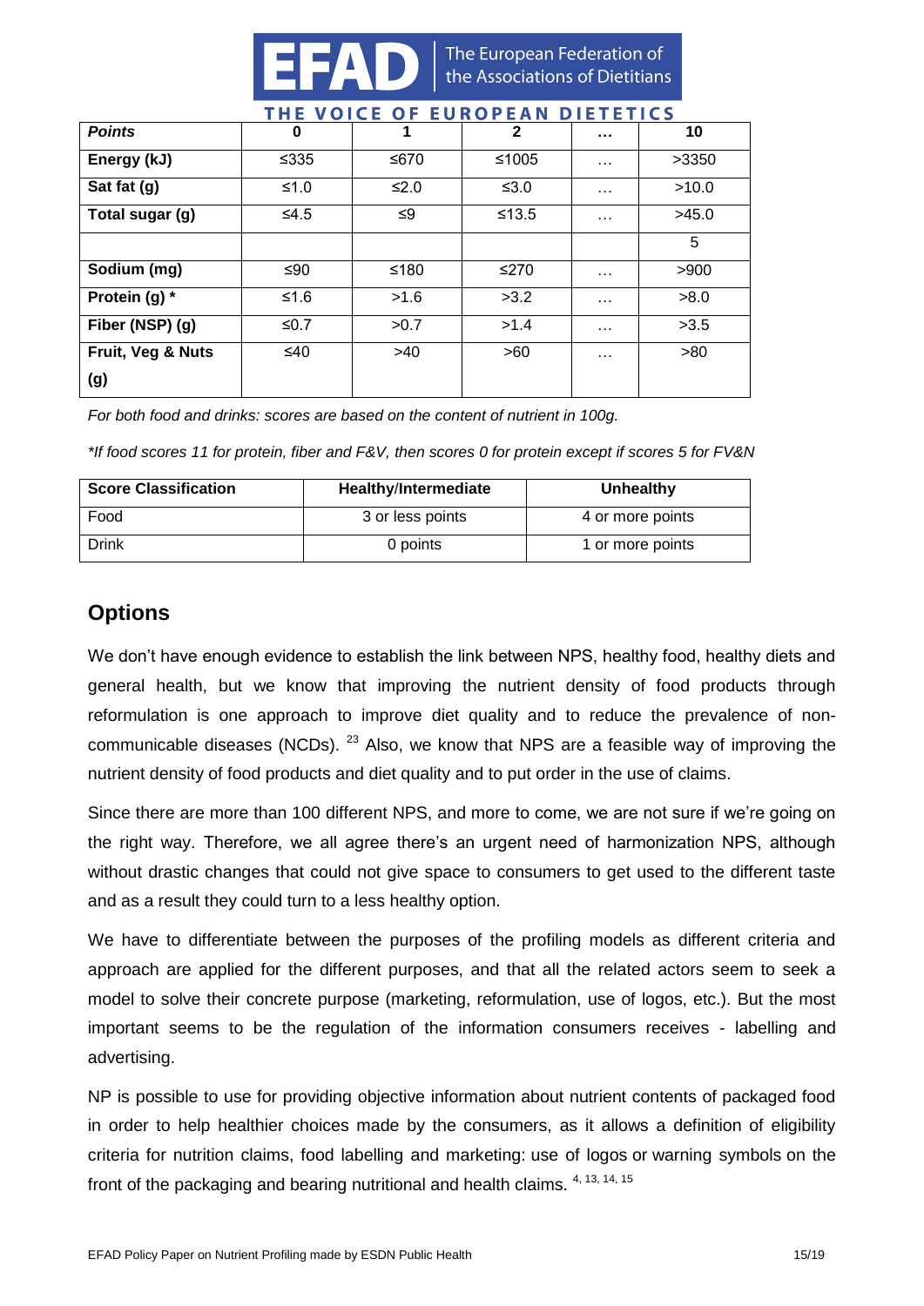| *Points* | 0 | 1 | 2 | … | 10 |
|---|---|---|---|---|---|
| **Energy (kJ)** | ≤335 | ≤670 | ≤1005 | … | >3350 |
| **Sat fat (g)** | ≤1.0 | ≤2.0 | ≤3.0 | … | >10.0 |
| **Total sugar (g)** | ≤4.5 | ≤9 | ≤13.5 | … | >45.0 |
| | | | | | 5 |
| **Sodium (mg)** | ≤90 | ≤180 | ≤270 | … | >900 |
| **Protein (g) *** | ≤1.6 | >1.6 | >3.2 | … | >8.0 |
| **Fiber (NSP) (g)** | ≤0.7 | >0.7 | >1.4 | … | >3.5 |
| **Fruit, Veg & Nuts (g)** | ≤40 | >40 | >60 | … | >80 |

*For both food and drinks: scores are based on the content of nutrient in 100g.*

*\*If food scores 11 for protein, fiber and F&V, then scores 0 for protein except if scores 5 for FV&N*

| **Score Classification** | **Healthy/Intermediate** | **Unhealthy** |
|---|---|---|
| Food | 3 or less points | 4 or more points |
| Drink | 0 points | 1 or more points |

## Options

We don't have enough evidence to establish the link between NPS, healthy food, healthy diets and general health, but we know that improving the nutrient density of food products through reformulation is one approach to improve diet quality and to reduce the prevalence of non-communicable diseases (NCDs). [23] Also, we know that NPS are a feasible way of improving the nutrient density of food products and diet quality and to put order in the use of claims.

Since there are more than 100 different NPS, and more to come, we are not sure if we're going on the right way. Therefore, we all agree there's an urgent need of harmonization NPS, although without drastic changes that could not give space to consumers to get used to the different taste and as a result they could turn to a less healthy option.

We have to differentiate between the purposes of the profiling models as different criteria and approach are applied for the different purposes, and that all the related actors seem to seek a model to solve their concrete purpose (marketing, reformulation, use of logos, etc.). But the most important seems to be the regulation of the information consumers receives - labelling and advertising.

NP is possible to use for providing objective information about nutrient contents of packaged food in order to help healthier choices made by the consumers, as it allows a definition of eligibility criteria for nutrition claims, food labelling and marketing: use of logos or warning symbols on the front of the packaging and bearing nutritional and health claims. [4, 13, 14, 15]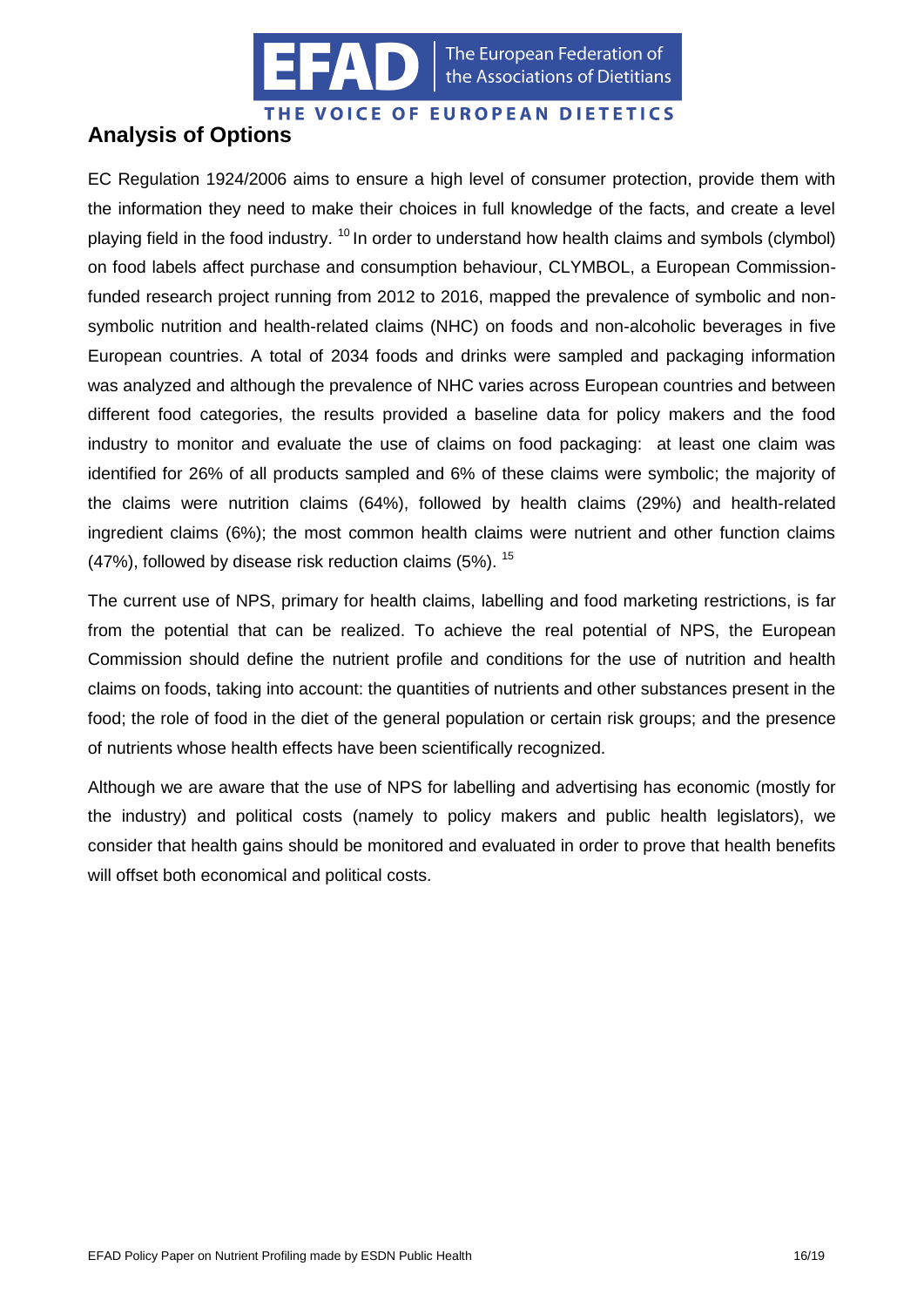## Analysis of Options

EC Regulation 1924/2006 aims to ensure a high level of consumer protection, provide them with the information they need to make their choices in full knowledge of the facts, and create a level playing field in the food industry. [10] In order to understand how health claims and symbols (clymbol) on food labels affect purchase and consumption behaviour, CLYMBOL, a European Commission-funded research project running from 2012 to 2016, mapped the prevalence of symbolic and non-symbolic nutrition and health-related claims (NHC) on foods and non-alcoholic beverages in five European countries. A total of 2034 foods and drinks were sampled and packaging information was analyzed and although the prevalence of NHC varies across European countries and between different food categories, the results provided a baseline data for policy makers and the food industry to monitor and evaluate the use of claims on food packaging: at least one claim was identified for 26% of all products sampled and 6% of these claims were symbolic; the majority of the claims were nutrition claims (64%), followed by health claims (29%) and health-related ingredient claims (6%); the most common health claims were nutrient and other function claims (47%), followed by disease risk reduction claims (5%). [15]

The current use of NPS, primary for health claims, labelling and food marketing restrictions, is far from the potential that can be realized. To achieve the real potential of NPS, the European Commission should define the nutrient profile and conditions for the use of nutrition and health claims on foods, taking into account: the quantities of nutrients and other substances present in the food; the role of food in the diet of the general population or certain risk groups; and the presence of nutrients whose health effects have been scientifically recognized.

Although we are aware that the use of NPS for labelling and advertising has economic (mostly for the industry) and political costs (namely to policy makers and public health legislators), we consider that health gains should be monitored and evaluated in order to prove that health benefits will offset both economical and political costs.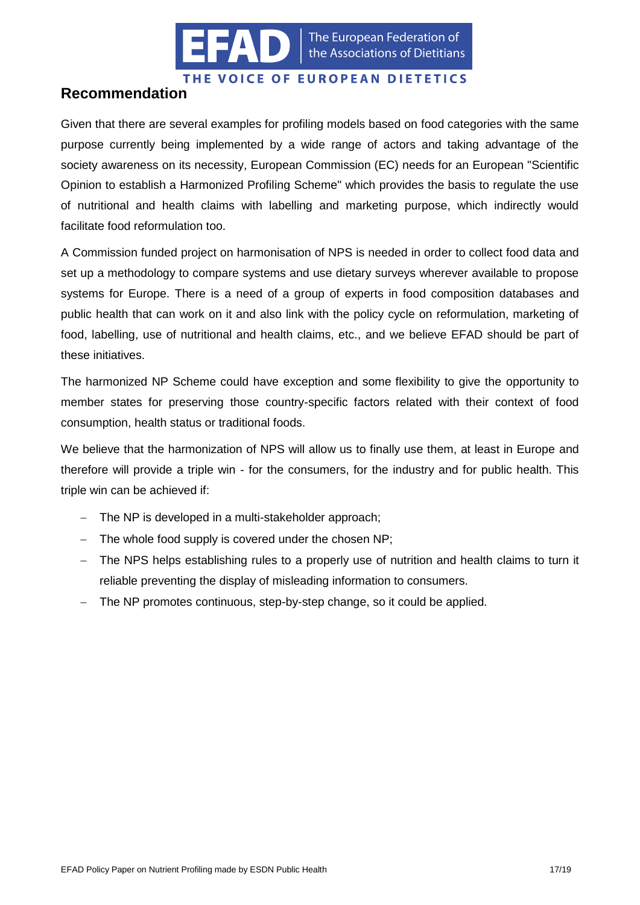## Recommendation

Given that there are several examples for profiling models based on food categories with the same purpose currently being implemented by a wide range of actors and taking advantage of the society awareness on its necessity, European Commission (EC) needs for an European "Scientific Opinion to establish a Harmonized Profiling Scheme" which provides the basis to regulate the use of nutritional and health claims with labelling and marketing purpose, which indirectly would facilitate food reformulation too.

A Commission funded project on harmonisation of NPS is needed in order to collect food data and set up a methodology to compare systems and use dietary surveys wherever available to propose systems for Europe. There is a need of a group of experts in food composition databases and public health that can work on it and also link with the policy cycle on reformulation, marketing of food, labelling, use of nutritional and health claims, etc., and we believe EFAD should be part of these initiatives.

The harmonized NP Scheme could have exception and some flexibility to give the opportunity to member states for preserving those country-specific factors related with their context of food consumption, health status or traditional foods.

We believe that the harmonization of NPS will allow us to finally use them, at least in Europe and therefore will provide a triple win - for the consumers, for the industry and for public health. This triple win can be achieved if:

- The NP is developed in a multi-stakeholder approach;
- The whole food supply is covered under the chosen NP;
- The NPS helps establishing rules to a properly use of nutrition and health claims to turn it reliable preventing the display of misleading information to consumers.
- The NP promotes continuous, step-by-step change, so it could be applied.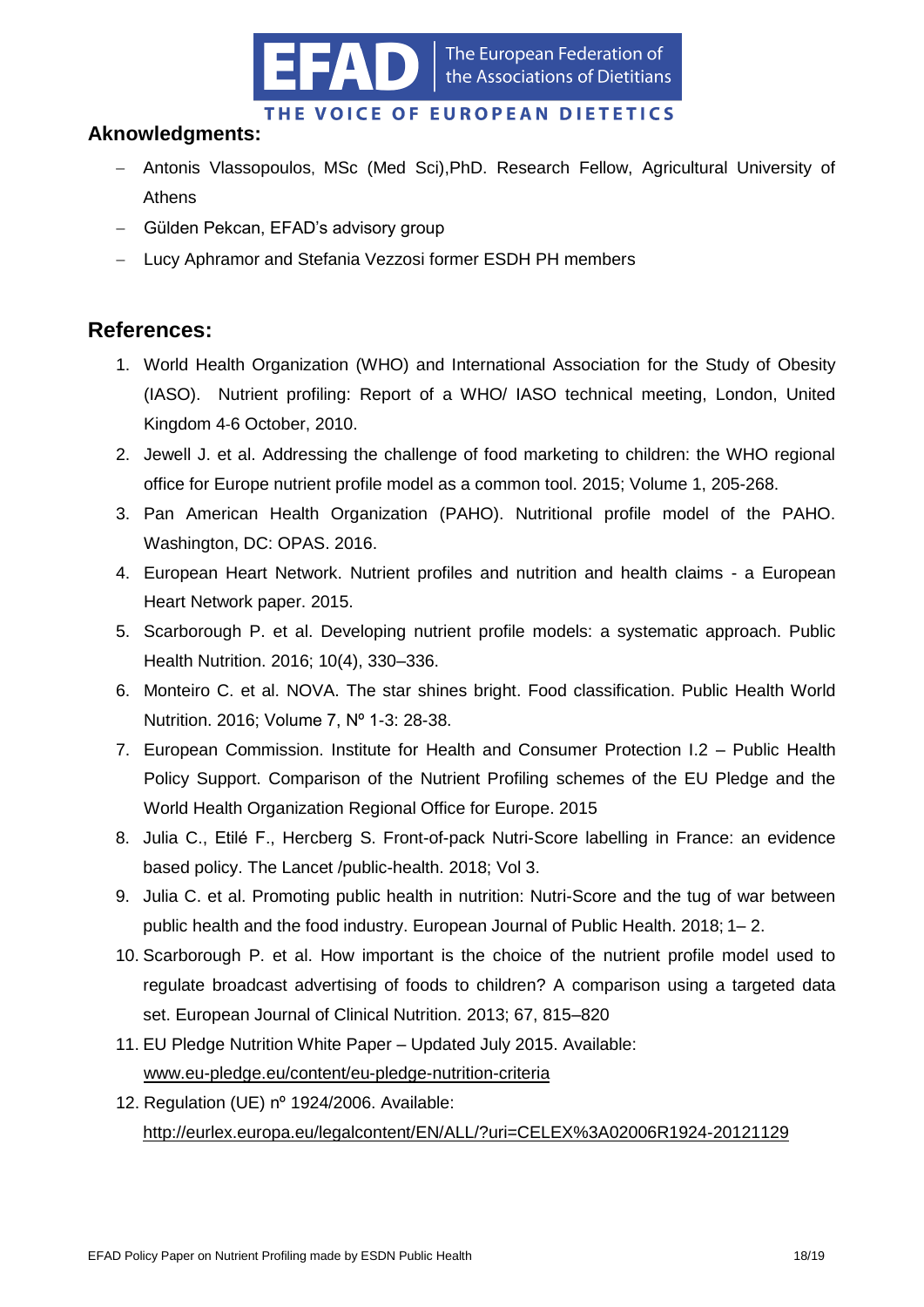## Aknowledgments:

- Antonis Vlassopoulos, MSc (Med Sci),PhD. Research Fellow, Agricultural University of Athens
- Gülden Pekcan, EFAD's advisory group
- Lucy Aphramor and Stefania Vezzosi former ESDH PH members

## References:

1. World Health Organization (WHO) and International Association for the Study of Obesity (IASO). Nutrient profiling: Report of a WHO/ IASO technical meeting, London, United Kingdom 4-6 October, 2010.
2. Jewell J. et al. Addressing the challenge of food marketing to children: the WHO regional office for Europe nutrient profile model as a common tool. 2015; Volume 1, 205-268.
3. Pan American Health Organization (PAHO). Nutritional profile model of the PAHO. Washington, DC: OPAS. 2016.
4. European Heart Network. Nutrient profiles and nutrition and health claims - a European Heart Network paper. 2015.
5. Scarborough P. et al. Developing nutrient profile models: a systematic approach. Public Health Nutrition. 2016; 10(4), 330–336.
6. Monteiro C. et al. NOVA. The star shines bright. Food classification. Public Health World Nutrition. 2016; Volume 7, Nº 1-3: 28-38.
7. European Commission. Institute for Health and Consumer Protection I.2 – Public Health Policy Support. Comparison of the Nutrient Profiling schemes of the EU Pledge and the World Health Organization Regional Office for Europe. 2015
8. Julia C., Etilé F., Hercberg S. Front-of-pack Nutri-Score labelling in France: an evidence based policy. The Lancet /public-health. 2018; Vol 3.
9. Julia C. et al. Promoting public health in nutrition: Nutri-Score and the tug of war between public health and the food industry. European Journal of Public Health. 2018; 1– 2.
10. Scarborough P. et al. How important is the choice of the nutrient profile model used to regulate broadcast advertising of foods to children? A comparison using a targeted data set. European Journal of Clinical Nutrition. 2013; 67, 815–820
11. EU Pledge Nutrition White Paper – Updated July 2015. Available: www.eu-pledge.eu/content/eu-pledge-nutrition-criteria
12. Regulation (UE) nº 1924/2006. Available: http://eurlex.europa.eu/legalcontent/EN/ALL/?uri=CELEX%3A02006R1924-20121129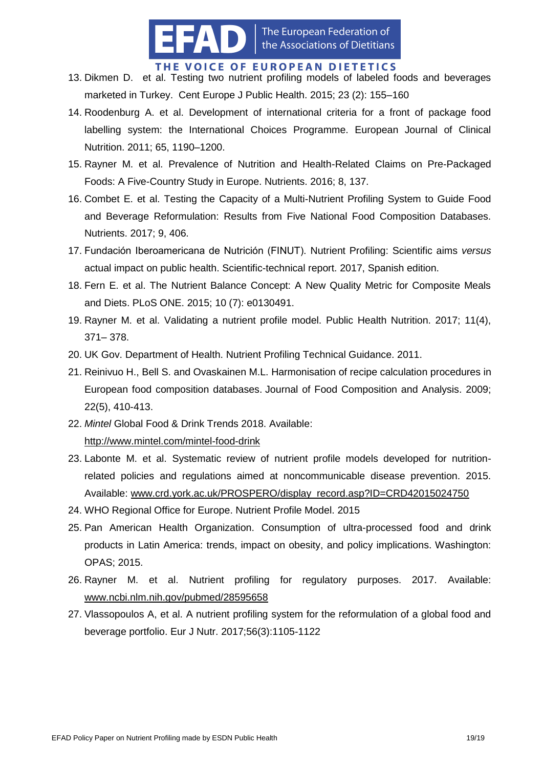13. Dikmen D. et al. Testing two nutrient profiling models of labeled foods and beverages marketed in Turkey. Cent Europe J Public Health. 2015; 23 (2): 155–160
14. Roodenburg A. et al. Development of international criteria for a front of package food labelling system: the International Choices Programme. European Journal of Clinical Nutrition. 2011; 65, 1190–1200.
15. Rayner M. et al. Prevalence of Nutrition and Health-Related Claims on Pre-Packaged Foods: A Five-Country Study in Europe. Nutrients. 2016; 8, 137.
16. Combet E. et al. Testing the Capacity of a Multi-Nutrient Profiling System to Guide Food and Beverage Reformulation: Results from Five National Food Composition Databases. Nutrients. 2017; 9, 406.
17. Fundación Iberoamericana de Nutrición (FINUT). Nutrient Profiling: Scientific aims *versus* actual impact on public health. Scientific-technical report. 2017, Spanish edition.
18. Fern E. et al. The Nutrient Balance Concept: A New Quality Metric for Composite Meals and Diets. PLoS ONE. 2015; 10 (7): e0130491.
19. Rayner M. et al. Validating a nutrient profile model. Public Health Nutrition. 2017; 11(4), 371– 378.
20. UK Gov. Department of Health. Nutrient Profiling Technical Guidance. 2011.
21. Reinivuo H., Bell S. and Ovaskainen M.L. Harmonisation of recipe calculation procedures in European food composition databases. Journal of Food Composition and Analysis. 2009; 22(5), 410-413.
22. *Mintel* Global Food & Drink Trends 2018. Available: http://www.mintel.com/mintel-food-drink
23. Labonte M. et al. Systematic review of nutrient profile models developed for nutrition-related policies and regulations aimed at noncommunicable disease prevention. 2015. Available: www.crd.york.ac.uk/PROSPERO/display_record.asp?ID=CRD42015024750
24. WHO Regional Office for Europe. Nutrient Profile Model. 2015
25. Pan American Health Organization. Consumption of ultra-processed food and drink products in Latin America: trends, impact on obesity, and policy implications. Washington: OPAS; 2015.
26. Rayner M. et al. Nutrient profiling for regulatory purposes. 2017. Available: www.ncbi.nlm.nih.gov/pubmed/28595658
27. Vlassopoulos A, et al. A nutrient profiling system for the reformulation of a global food and beverage portfolio. Eur J Nutr. 2017;56(3):1105-1122